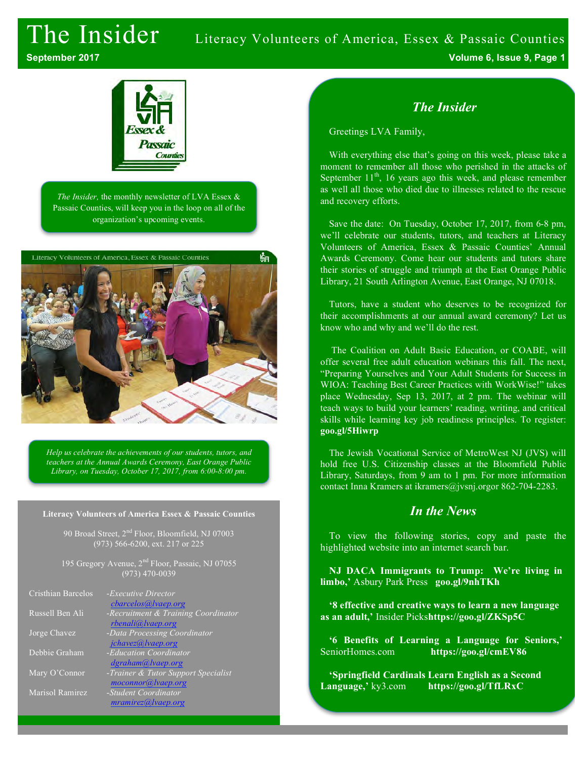# The Insider

Literacy Volunteers of America, Essex & Passaic Counties

September 2017

*The Insider,* the monthly newsletter of LVA Essex & Passaic Counties, will keep you in the loop on all of the organization's upcoming events.

*Help us celebrate the achievements of our students, tutors, and teachers at the Annual Awards Ceremony, East Orange Public Library, on Tuesday, October 17, 2017, from 6:00-8:00 pm.*

**Literacy Volunteers of America Essex & Passaic Counties**

90 Broad Street, 2nd Floor, Bloomfield, NJ 07003
(973) 566-6200, ext. 217 or 225

195 Gregory Avenue, 2nd Floor, Passaic, NJ 07055
(973) 470-0039

| | |
|---|---|
| Cristhian Barcelos | *-Executive Director* cbarcelos@lvaep.org |
| Russell Ben Ali | *-Recruitment & Training Coordinator* rbenali@lvaep.org |
| Jorge Chavez | *-Data Processing Coordinator* jchavez@lvaep.org |
| Debbie Graham | *-Education Coordinator* dgraham@lvaep.org |
| Mary O'Connor | *-Trainer & Tutor Support Specialist* moconnor@lvaep.org |
| Marisol Ramirez | *-Student Coordinator* mramirez@lvaep.org |

## *The Insider*

Greetings LVA Family,

With everything else that's going on this week, please take a moment to remember all those who perished in the attacks of September 11th, 16 years ago this week, and please remember as well all those who died due to illnesses related to the rescue and recovery efforts.

Save the date: On Tuesday, October 17, 2017, from 6-8 pm, we'll celebrate our students, tutors, and teachers at Literacy Volunteers of America, Essex & Passaic Counties' Annual Awards Ceremony. Come hear our students and tutors share their stories of struggle and triumph at the East Orange Public Library, 21 South Arlington Avenue, East Orange, NJ 07018.

Tutors, have a student who deserves to be recognized for their accomplishments at our annual award ceremony? Let us know who and why and we'll do the rest.

The Coalition on Adult Basic Education, or COABE, will offer several free adult education webinars this fall. The next, "Preparing Yourselves and Your Adult Students for Success in WIOA: Teaching Best Career Practices with WorkWise!" takes place Wednesday, Sep 13, 2017, at 2 pm. The webinar will teach ways to build your learners' reading, writing, and critical skills while learning key job readiness principles. To register: **goo.gl/5Hiwrp**

The Jewish Vocational Service of MetroWest NJ (JVS) will hold free U.S. Citizenship classes at the Bloomfield Public Library, Saturdays, from 9 am to 1 pm. For more information contact Inna Kramers at ikramers@jvsnj.orgor 862-704-2283.

## *In the News*

To view the following stories, copy and paste the highlighted website into an internet search bar.

**NJ DACA Immigrants to Trump: We're living in limbo,'** Asbury Park Press **goo.gl/9nhTKh**

**'8 effective and creative ways to learn a new language as an adult,'** Insider Picks**https://goo.gl/ZKSp5C**

**'6 Benefits of Learning a Language for Seniors,'** SeniorHomes.com **https://goo.gl/cmEV86**

**'Springfield Cardinals Learn English as a Second Language,'** ky3.com **https://goo.gl/TfLRxC**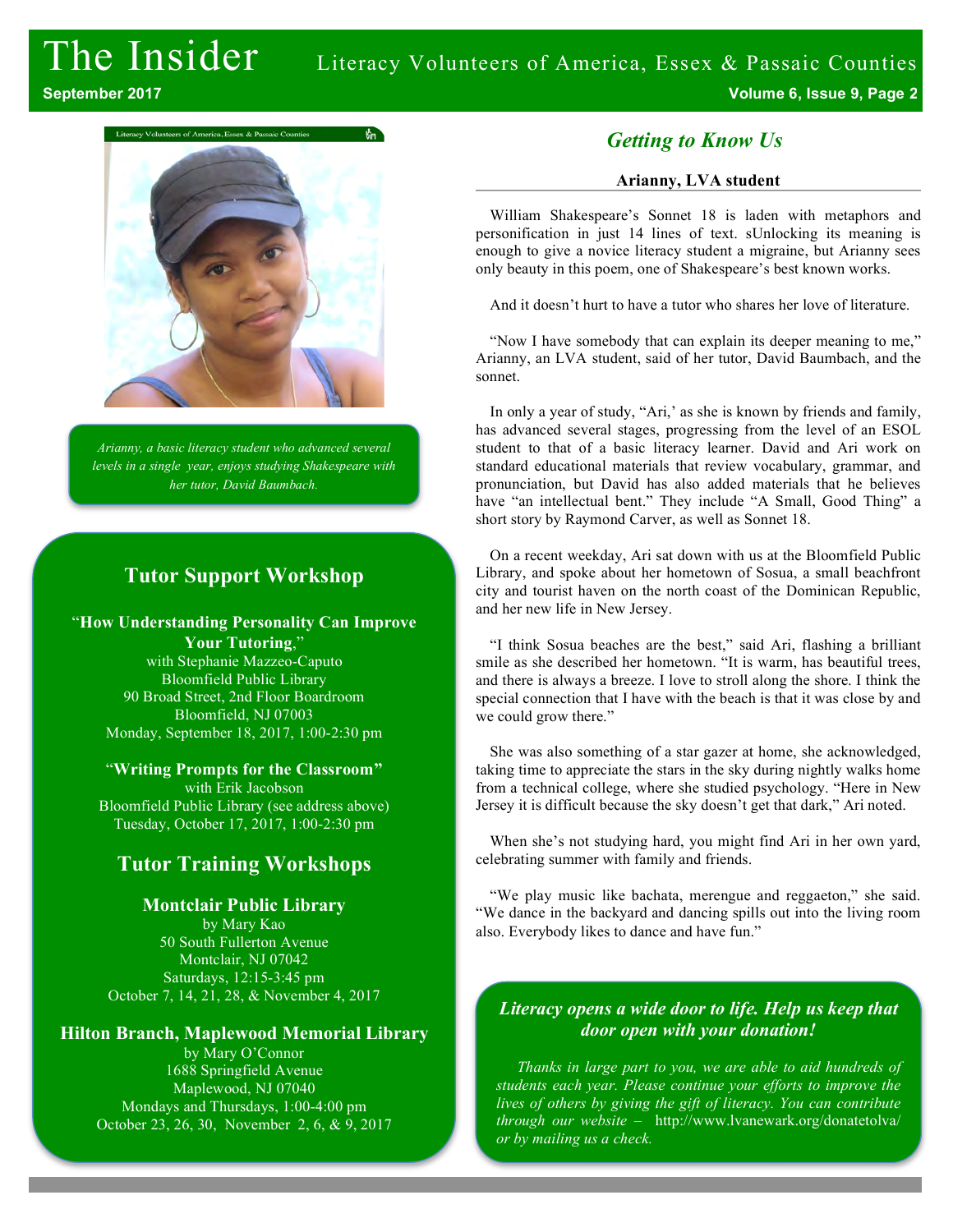# The Insider

Literacy Volunteers of America, Essex & Passaic Counties

*Arianny, a basic literacy student who advanced several levels in a single year, enjoys studying Shakespeare with her tutor, David Baumbach.*

## Getting to Know Us

### Arianny, LVA student

William Shakespeare's Sonnet 18 is laden with metaphors and personification in just 14 lines of text. sUnlocking its meaning is enough to give a novice literacy student a migraine, but Arianny sees only beauty in this poem, one of Shakespeare's best known works.

And it doesn't hurt to have a tutor who shares her love of literature.

"Now I have somebody that can explain its deeper meaning to me," Arianny, an LVA student, said of her tutor, David Baumbach, and the sonnet.

In only a year of study, "Ari,' as she is known by friends and family, has advanced several stages, progressing from the level of an ESOL student to that of a basic literacy learner. David and Ari work on standard educational materials that review vocabulary, grammar, and pronunciation, but David has also added materials that he believes have "an intellectual bent." They include "A Small, Good Thing" a short story by Raymond Carver, as well as Sonnet 18.

On a recent weekday, Ari sat down with us at the Bloomfield Public Library, and spoke about her hometown of Sosua, a small beachfront city and tourist haven on the north coast of the Dominican Republic, and her new life in New Jersey.

"I think Sosua beaches are the best," said Ari, flashing a brilliant smile as she described her hometown. "It is warm, has beautiful trees, and there is always a breeze. I love to stroll along the shore. I think the special connection that I have with the beach is that it was close by and we could grow there."

She was also something of a star gazer at home, she acknowledged, taking time to appreciate the stars in the sky during nightly walks home from a technical college, where she studied psychology. "Here in New Jersey it is difficult because the sky doesn't get that dark," Ari noted.

When she's not studying hard, you might find Ari in her own yard, celebrating summer with family and friends.

"We play music like bachata, merengue and reggaeton," she said. "We dance in the backyard and dancing spills out into the living room also. Everybody likes to dance and have fun."

## Tutor Support Workshop

"**How Understanding Personality Can Improve Your Tutoring**,"
with Stephanie Mazzeo-Caputo
Bloomfield Public Library
90 Broad Street, 2nd Floor Boardroom
Bloomfield, NJ 07003
Monday, September 18, 2017, 1:00-2:30 pm

"**Writing Prompts for the Classroom"**
with Erik Jacobson
Bloomfield Public Library (see address above)
Tuesday, October 17, 2017, 1:00-2:30 pm

## Tutor Training Workshops

### Montclair Public Library

by Mary Kao
50 South Fullerton Avenue
Montclair, NJ 07042
Saturdays, 12:15-3:45 pm
October 7, 14, 21, 28, & November 4, 2017

### Hilton Branch, Maplewood Memorial Library

by Mary O'Connor
1688 Springfield Avenue
Maplewood, NJ 07040
Mondays and Thursdays, 1:00-4:00 pm
October 23, 26, 30, November 2, 6, & 9, 2017

### *Literacy opens a wide door to life. Help us keep that door open with your donation!*

*Thanks in large part to you, we are able to aid hundreds of students each year. Please continue your efforts to improve the lives of others by giving the gift of literacy. You can contribute through our website –* http://www.lvanewark.org/donatetolva/ *or by mailing us a check.*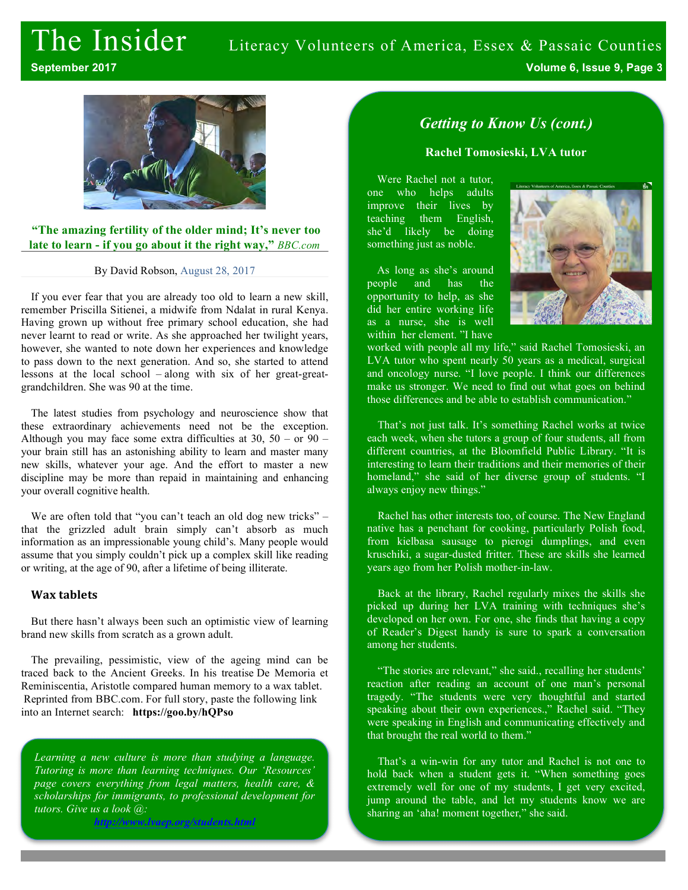**"The amazing fertility of the older mind; It's never too late to learn - if you go about it the right way,"** *BBC.com*

By David Robson, August 28, 2017

If you ever fear that you are already too old to learn a new skill, remember Priscilla Sitienei, a midwife from Ndalat in rural Kenya. Having grown up without free primary school education, she had never learnt to read or write. As she approached her twilight years, however, she wanted to note down her experiences and knowledge to pass down to the next generation. And so, she started to attend lessons at the local school – along with six of her great-great-grandchildren. She was 90 at the time.

The latest studies from psychology and neuroscience show that these extraordinary achievements need not be the exception. Although you may face some extra difficulties at 30, 50 – or 90 – your brain still has an astonishing ability to learn and master many new skills, whatever your age. And the effort to master a new discipline may be more than repaid in maintaining and enhancing your overall cognitive health.

We are often told that "you can't teach an old dog new tricks" – that the grizzled adult brain simply can't absorb as much information as an impressionable young child's. Many people would assume that you simply couldn't pick up a complex skill like reading or writing, at the age of 90, after a lifetime of being illiterate.

### Wax tablets

But there hasn't always been such an optimistic view of learning brand new skills from scratch as a grown adult.

The prevailing, pessimistic, view of the ageing mind can be traced back to the Ancient Greeks. In his treatise De Memoria et Reminiscentia, Aristotle compared human memory to a wax tablet. Reprinted from BBC.com. For full story, paste the following link into an Internet search: **https://goo.by/hQPso**

*Learning a new culture is more than studying a language. Tutoring is more than learning techniques. Our 'Resources' page covers everything from legal matters, health care, & scholarships for immigrants, to professional development for tutors. Give us a look @:*
*http://www.lvaep.org/students.html*

## *Getting to Know Us (cont.)*

**Rachel Tomosieski, LVA tutor**

Were Rachel not a tutor, one who helps adults improve their lives by teaching them English, she'd likely be doing something just as noble.

As long as she's around people and has the opportunity to help, as she did her entire working life as a nurse, she is well within her element. "I have worked with people all my life," said Rachel Tomosieski, an LVA tutor who spent nearly 50 years as a medical, surgical and oncology nurse. "I love people. I think our differences make us stronger. We need to find out what goes on behind those differences and be able to establish communication."

That's not just talk. It's something Rachel works at twice each week, when she tutors a group of four students, all from different countries, at the Bloomfield Public Library. "It is interesting to learn their traditions and their memories of their homeland," she said of her diverse group of students. "I always enjoy new things."

Rachel has other interests too, of course. The New England native has a penchant for cooking, particularly Polish food, from kielbasa sausage to pierogi dumplings, and even kruschiki, a sugar-dusted fritter. These are skills she learned years ago from her Polish mother-in-law.

Back at the library, Rachel regularly mixes the skills she picked up during her LVA training with techniques she's developed on her own. For one, she finds that having a copy of Reader's Digest handy is sure to spark a conversation among her students.

"The stories are relevant," she said., recalling her students' reaction after reading an account of one man's personal tragedy. "The students were very thoughtful and started speaking about their own experiences.," Rachel said. "They were speaking in English and communicating effectively and that brought the real world to them."

That's a win-win for any tutor and Rachel is not one to hold back when a student gets it. "When something goes extremely well for one of my students, I get very excited, jump around the table, and let my students know we are sharing an 'aha! moment together," she said.